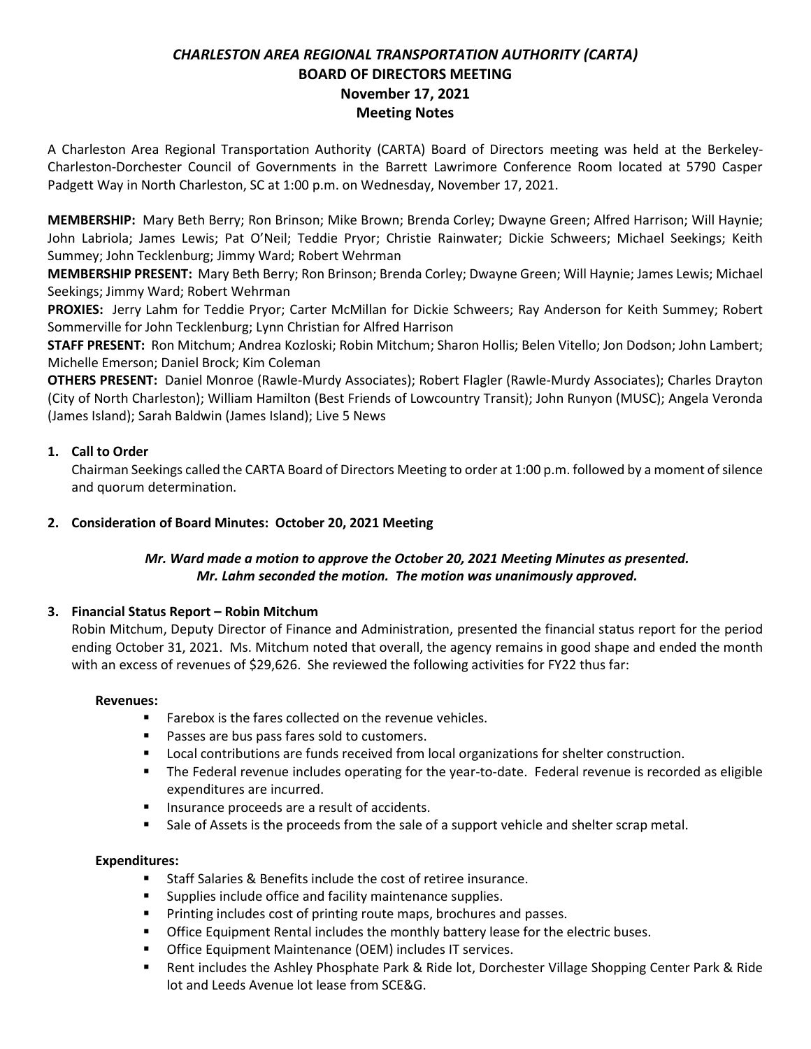# *CHARLESTON AREA REGIONAL TRANSPORTATION AUTHORITY (CARTA)*
## BOARD OF DIRECTORS MEETING
## November 17, 2021
## Meeting Notes

A Charleston Area Regional Transportation Authority (CARTA) Board of Directors meeting was held at the Berkeley-Charleston-Dorchester Council of Governments in the Barrett Lawrimore Conference Room located at 5790 Casper Padgett Way in North Charleston, SC at 1:00 p.m. on Wednesday, November 17, 2021.

**MEMBERSHIP:** Mary Beth Berry; Ron Brinson; Mike Brown; Brenda Corley; Dwayne Green; Alfred Harrison; Will Haynie; John Labriola; James Lewis; Pat O'Neil; Teddie Pryor; Christie Rainwater; Dickie Schweers; Michael Seekings; Keith Summey; John Tecklenburg; Jimmy Ward; Robert Wehrman

**MEMBERSHIP PRESENT:** Mary Beth Berry; Ron Brinson; Brenda Corley; Dwayne Green; Will Haynie; James Lewis; Michael Seekings; Jimmy Ward; Robert Wehrman

**PROXIES:** Jerry Lahm for Teddie Pryor; Carter McMillan for Dickie Schweers; Ray Anderson for Keith Summey; Robert Sommerville for John Tecklenburg; Lynn Christian for Alfred Harrison

**STAFF PRESENT:** Ron Mitchum; Andrea Kozloski; Robin Mitchum; Sharon Hollis; Belen Vitello; Jon Dodson; John Lambert; Michelle Emerson; Daniel Brock; Kim Coleman

**OTHERS PRESENT:** Daniel Monroe (Rawle-Murdy Associates); Robert Flagler (Rawle-Murdy Associates); Charles Drayton (City of North Charleston); William Hamilton (Best Friends of Lowcountry Transit); John Runyon (MUSC); Angela Veronda (James Island); Sarah Baldwin (James Island); Live 5 News

1. **Call to Order**

   Chairman Seekings called the CARTA Board of Directors Meeting to order at 1:00 p.m. followed by a moment of silence and quorum determination.

2. **Consideration of Board Minutes: October 20, 2021 Meeting**

   ***Mr. Ward made a motion to approve the October 20, 2021 Meeting Minutes as presented. Mr. Lahm seconded the motion. The motion was unanimously approved.***

3. **Financial Status Report – Robin Mitchum**

   Robin Mitchum, Deputy Director of Finance and Administration, presented the financial status report for the period ending October 31, 2021. Ms. Mitchum noted that overall, the agency remains in good shape and ended the month with an excess of revenues of $29,626. She reviewed the following activities for FY22 thus far:

   **Revenues:**

   - Farebox is the fares collected on the revenue vehicles.
   - Passes are bus pass fares sold to customers.
   - Local contributions are funds received from local organizations for shelter construction.
   - The Federal revenue includes operating for the year-to-date. Federal revenue is recorded as eligible expenditures are incurred.
   - Insurance proceeds are a result of accidents.
   - Sale of Assets is the proceeds from the sale of a support vehicle and shelter scrap metal.

   **Expenditures:**

   - Staff Salaries & Benefits include the cost of retiree insurance.
   - Supplies include office and facility maintenance supplies.
   - Printing includes cost of printing route maps, brochures and passes.
   - Office Equipment Rental includes the monthly battery lease for the electric buses.
   - Office Equipment Maintenance (OEM) includes IT services.
   - Rent includes the Ashley Phosphate Park & Ride lot, Dorchester Village Shopping Center Park & Ride lot and Leeds Avenue lot lease from SCE&G.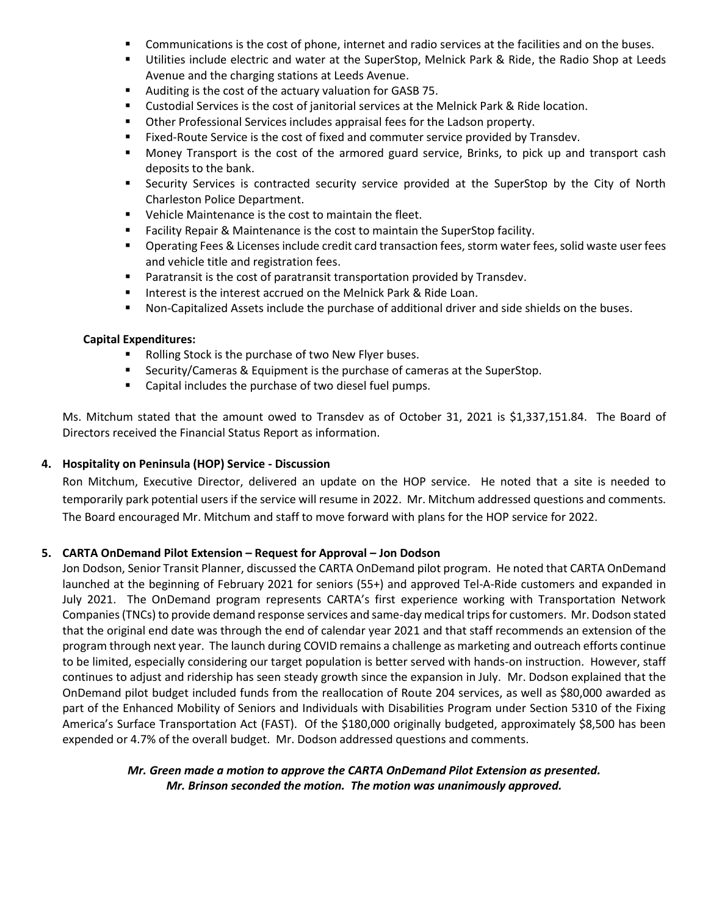- Communications is the cost of phone, internet and radio services at the facilities and on the buses.
- Utilities include electric and water at the SuperStop, Melnick Park & Ride, the Radio Shop at Leeds Avenue and the charging stations at Leeds Avenue.
- Auditing is the cost of the actuary valuation for GASB 75.
- Custodial Services is the cost of janitorial services at the Melnick Park & Ride location.
- Other Professional Services includes appraisal fees for the Ladson property.
- Fixed-Route Service is the cost of fixed and commuter service provided by Transdev.
- Money Transport is the cost of the armored guard service, Brinks, to pick up and transport cash deposits to the bank.
- Security Services is contracted security service provided at the SuperStop by the City of North Charleston Police Department.
- Vehicle Maintenance is the cost to maintain the fleet.
- Facility Repair & Maintenance is the cost to maintain the SuperStop facility.
- Operating Fees & Licenses include credit card transaction fees, storm water fees, solid waste user fees and vehicle title and registration fees.
- Paratransit is the cost of paratransit transportation provided by Transdev.
- Interest is the interest accrued on the Melnick Park & Ride Loan.
- Non-Capitalized Assets include the purchase of additional driver and side shields on the buses.

**Capital Expenditures:**

- Rolling Stock is the purchase of two New Flyer buses.
- Security/Cameras & Equipment is the purchase of cameras at the SuperStop.
- Capital includes the purchase of two diesel fuel pumps.

Ms. Mitchum stated that the amount owed to Transdev as of October 31, 2021 is $1,337,151.84. The Board of Directors received the Financial Status Report as information.

**4. Hospitality on Peninsula (HOP) Service - Discussion**

Ron Mitchum, Executive Director, delivered an update on the HOP service. He noted that a site is needed to temporarily park potential users if the service will resume in 2022. Mr. Mitchum addressed questions and comments. The Board encouraged Mr. Mitchum and staff to move forward with plans for the HOP service for 2022.

**5. CARTA OnDemand Pilot Extension – Request for Approval – Jon Dodson**

Jon Dodson, Senior Transit Planner, discussed the CARTA OnDemand pilot program. He noted that CARTA OnDemand launched at the beginning of February 2021 for seniors (55+) and approved Tel-A-Ride customers and expanded in July 2021. The OnDemand program represents CARTA's first experience working with Transportation Network Companies (TNCs) to provide demand response services and same-day medical trips for customers. Mr. Dodson stated that the original end date was through the end of calendar year 2021 and that staff recommends an extension of the program through next year. The launch during COVID remains a challenge as marketing and outreach efforts continue to be limited, especially considering our target population is better served with hands-on instruction. However, staff continues to adjust and ridership has seen steady growth since the expansion in July. Mr. Dodson explained that the OnDemand pilot budget included funds from the reallocation of Route 204 services, as well as $80,000 awarded as part of the Enhanced Mobility of Seniors and Individuals with Disabilities Program under Section 5310 of the Fixing America's Surface Transportation Act (FAST). Of the $180,000 originally budgeted, approximately $8,500 has been expended or 4.7% of the overall budget. Mr. Dodson addressed questions and comments.

***Mr. Green made a motion to approve the CARTA OnDemand Pilot Extension as presented. Mr. Brinson seconded the motion. The motion was unanimously approved.***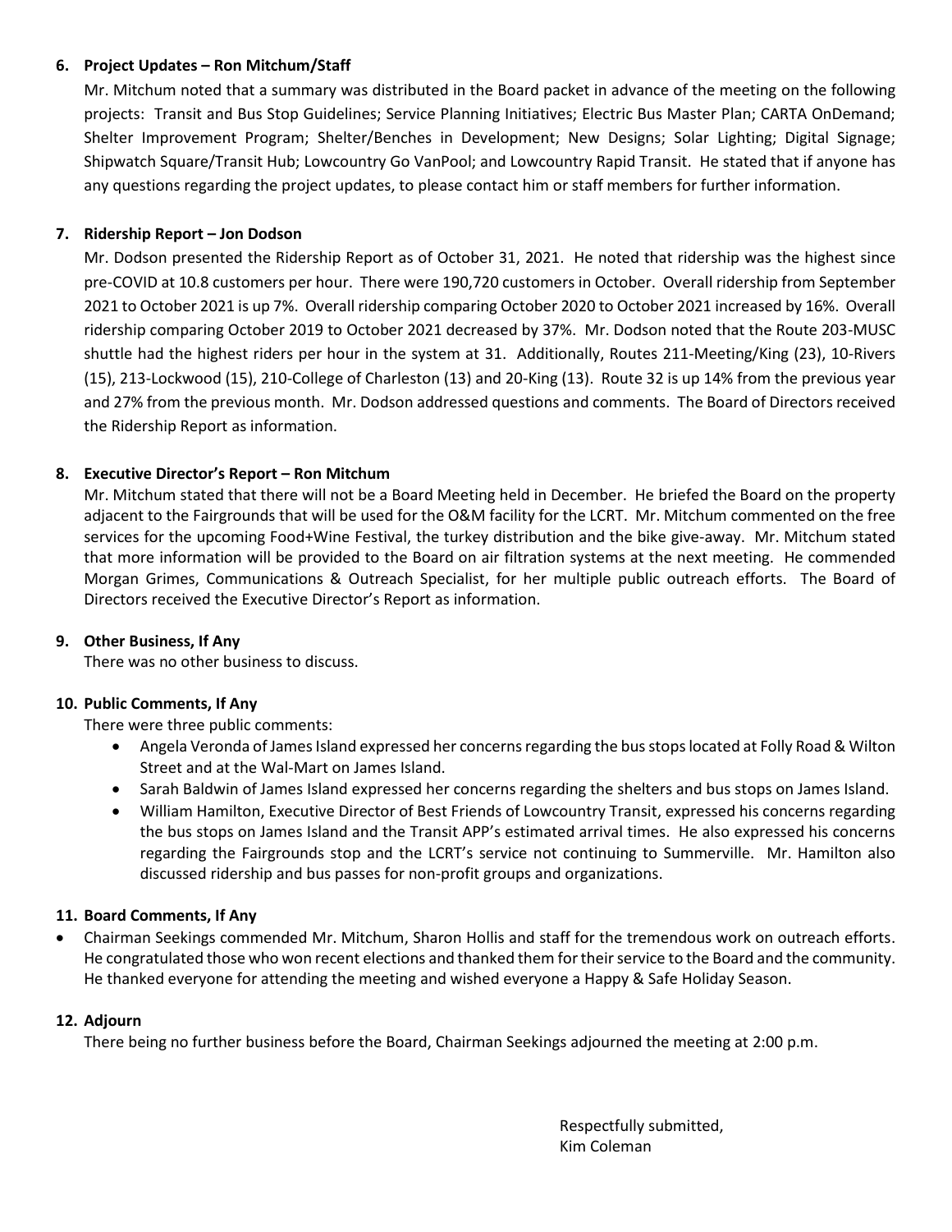6. **Project Updates – Ron Mitchum/Staff**

   Mr. Mitchum noted that a summary was distributed in the Board packet in advance of the meeting on the following projects: Transit and Bus Stop Guidelines; Service Planning Initiatives; Electric Bus Master Plan; CARTA OnDemand; Shelter Improvement Program; Shelter/Benches in Development; New Designs; Solar Lighting; Digital Signage; Shipwatch Square/Transit Hub; Lowcountry Go VanPool; and Lowcountry Rapid Transit. He stated that if anyone has any questions regarding the project updates, to please contact him or staff members for further information.

7. **Ridership Report – Jon Dodson**

   Mr. Dodson presented the Ridership Report as of October 31, 2021. He noted that ridership was the highest since pre-COVID at 10.8 customers per hour. There were 190,720 customers in October. Overall ridership from September 2021 to October 2021 is up 7%. Overall ridership comparing October 2020 to October 2021 increased by 16%. Overall ridership comparing October 2019 to October 2021 decreased by 37%. Mr. Dodson noted that the Route 203-MUSC shuttle had the highest riders per hour in the system at 31. Additionally, Routes 211-Meeting/King (23), 10-Rivers (15), 213-Lockwood (15), 210-College of Charleston (13) and 20-King (13). Route 32 is up 14% from the previous year and 27% from the previous month. Mr. Dodson addressed questions and comments. The Board of Directors received the Ridership Report as information.

8. **Executive Director's Report – Ron Mitchum**

   Mr. Mitchum stated that there will not be a Board Meeting held in December. He briefed the Board on the property adjacent to the Fairgrounds that will be used for the O&M facility for the LCRT. Mr. Mitchum commented on the free services for the upcoming Food+Wine Festival, the turkey distribution and the bike give-away. Mr. Mitchum stated that more information will be provided to the Board on air filtration systems at the next meeting. He commended Morgan Grimes, Communications & Outreach Specialist, for her multiple public outreach efforts. The Board of Directors received the Executive Director's Report as information.

9. **Other Business, If Any**

   There was no other business to discuss.

10. **Public Comments, If Any**

    There were three public comments:

    - Angela Veronda of James Island expressed her concerns regarding the bus stops located at Folly Road & Wilton Street and at the Wal-Mart on James Island.
    - Sarah Baldwin of James Island expressed her concerns regarding the shelters and bus stops on James Island.
    - William Hamilton, Executive Director of Best Friends of Lowcountry Transit, expressed his concerns regarding the bus stops on James Island and the Transit APP's estimated arrival times. He also expressed his concerns regarding the Fairgrounds stop and the LCRT's service not continuing to Summerville. Mr. Hamilton also discussed ridership and bus passes for non-profit groups and organizations.

11. **Board Comments, If Any**

- Chairman Seekings commended Mr. Mitchum, Sharon Hollis and staff for the tremendous work on outreach efforts. He congratulated those who won recent elections and thanked them for their service to the Board and the community. He thanked everyone for attending the meeting and wished everyone a Happy & Safe Holiday Season.

12. **Adjourn**

    There being no further business before the Board, Chairman Seekings adjourned the meeting at 2:00 p.m.

Respectfully submitted,
Kim Coleman